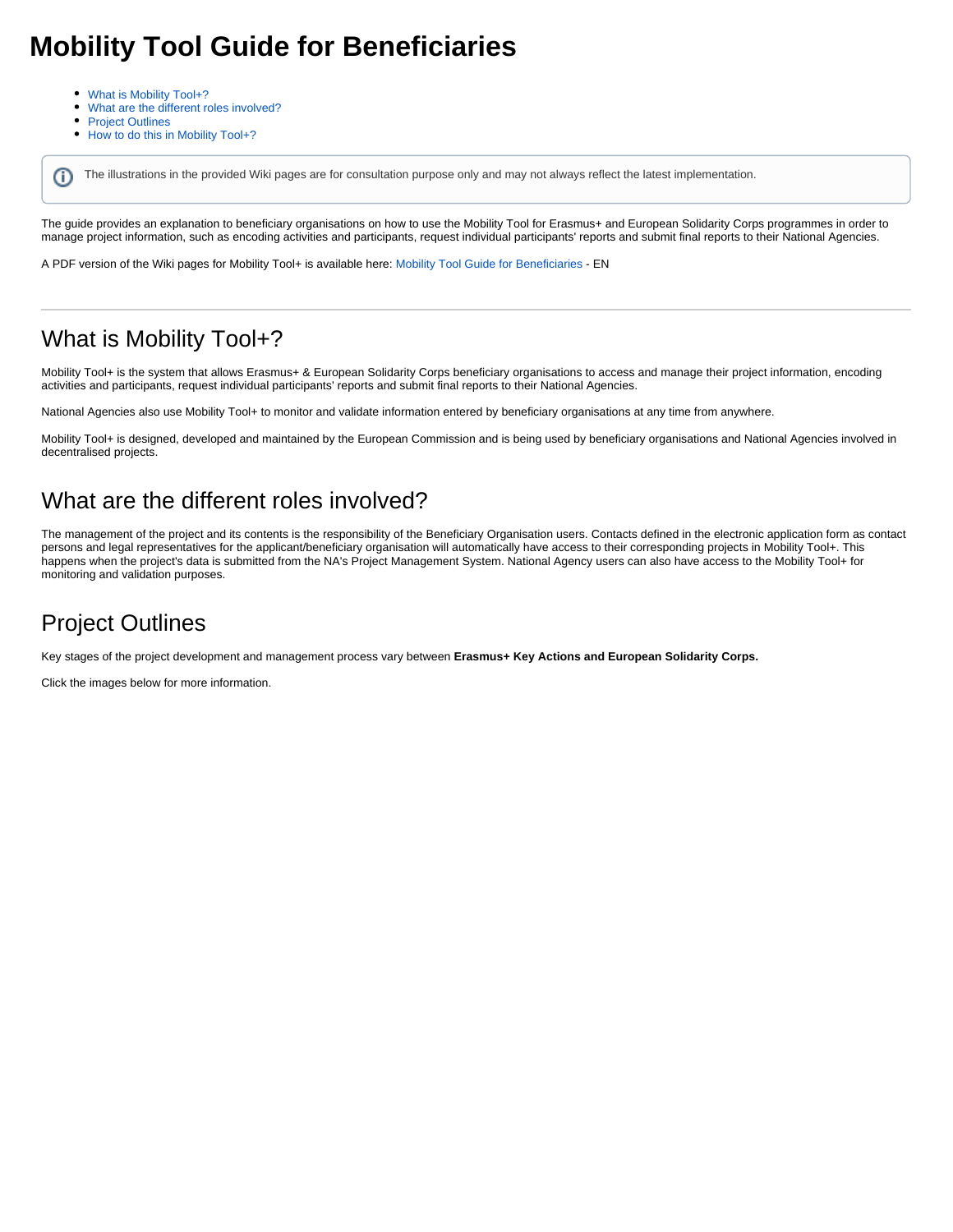# Mobility Tool Guide for Beneficiaries

- What is Mobility Tool+?
- What are the different roles involved?
- Project Outlines
- How to do this in Mobility Tool+?

> The illustrations in the provided Wiki pages are for consultation purpose only and may not always reflect the latest implementation.

The guide provides an explanation to beneficiary organisations on how to use the Mobility Tool for Erasmus+ and European Solidarity Corps programmes in order to manage project information, such as encoding activities and participants, request individual participants' reports and submit final reports to their National Agencies.

A PDF version of the Wiki pages for Mobility Tool+ is available here: Mobility Tool Guide for Beneficiaries - EN

---

## What is Mobility Tool+?

Mobility Tool+ is the system that allows Erasmus+ & European Solidarity Corps beneficiary organisations to access and manage their project information, encoding activities and participants, request individual participants' reports and submit final reports to their National Agencies.

National Agencies also use Mobility Tool+ to monitor and validate information entered by beneficiary organisations at any time from anywhere.

Mobility Tool+ is designed, developed and maintained by the European Commission and is being used by beneficiary organisations and National Agencies involved in decentralised projects.

## What are the different roles involved?

The management of the project and its contents is the responsibility of the Beneficiary Organisation users. Contacts defined in the electronic application form as contact persons and legal representatives for the applicant/beneficiary organisation will automatically have access to their corresponding projects in Mobility Tool+. This happens when the project's data is submitted from the NA's Project Management System. National Agency users can also have access to the Mobility Tool+ for monitoring and validation purposes.

## Project Outlines

Key stages of the project development and management process vary between **Erasmus+ Key Actions and European Solidarity Corps.**

Click the images below for more information.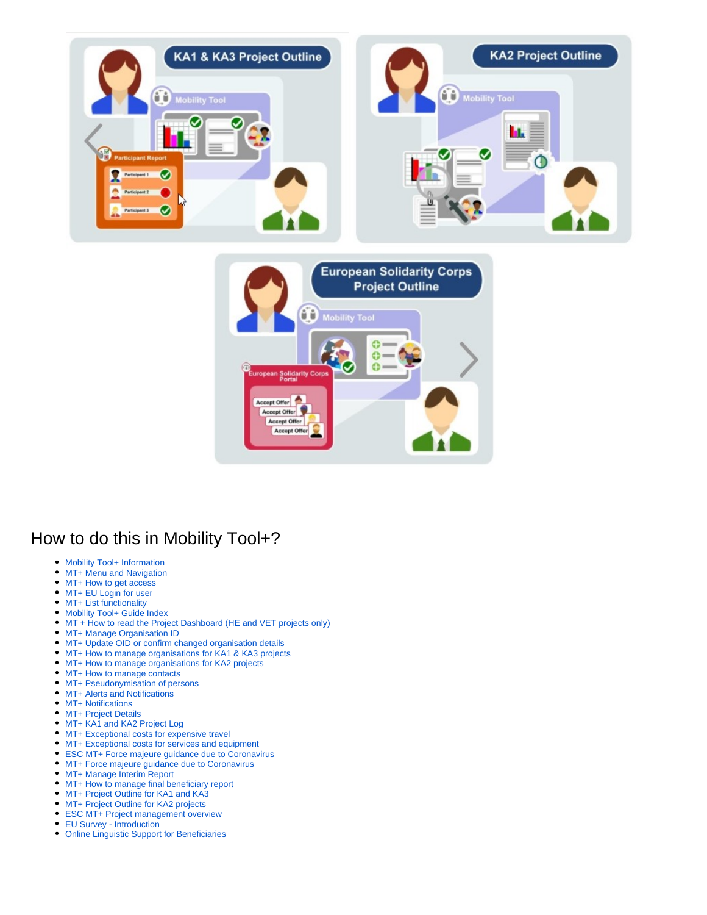# How to do this in Mobility Tool+?

- Mobility Tool+ Information
- MT+ Menu and Navigation
- MT+ How to get access
- MT+ EU Login for user
- MT+ List functionality
- Mobility Tool+ Guide Index
- MT + How to read the Project Dashboard (HE and VET projects only)
- MT+ Manage Organisation ID
- MT+ Update OID or confirm changed organisation details
- MT+ How to manage organisations for KA1 & KA3 projects
- MT+ How to manage organisations for KA2 projects
- MT+ How to manage contacts
- MT+ Pseudonymisation of persons
- MT+ Alerts and Notifications
- MT+ Notifications
- MT+ Project Details
- MT+ KA1 and KA2 Project Log
- MT+ Exceptional costs for expensive travel
- MT+ Exceptional costs for services and equipment
- ESC MT+ Force majeure guidance due to Coronavirus
- MT+ Force majeure guidance due to Coronavirus
- MT+ Manage Interim Report
- MT+ How to manage final beneficiary report
- MT+ Project Outline for KA1 and KA3
- MT+ Project Outline for KA2 projects
- ESC MT+ Project management overview
- EU Survey - Introduction
- Online Linguistic Support for Beneficiaries